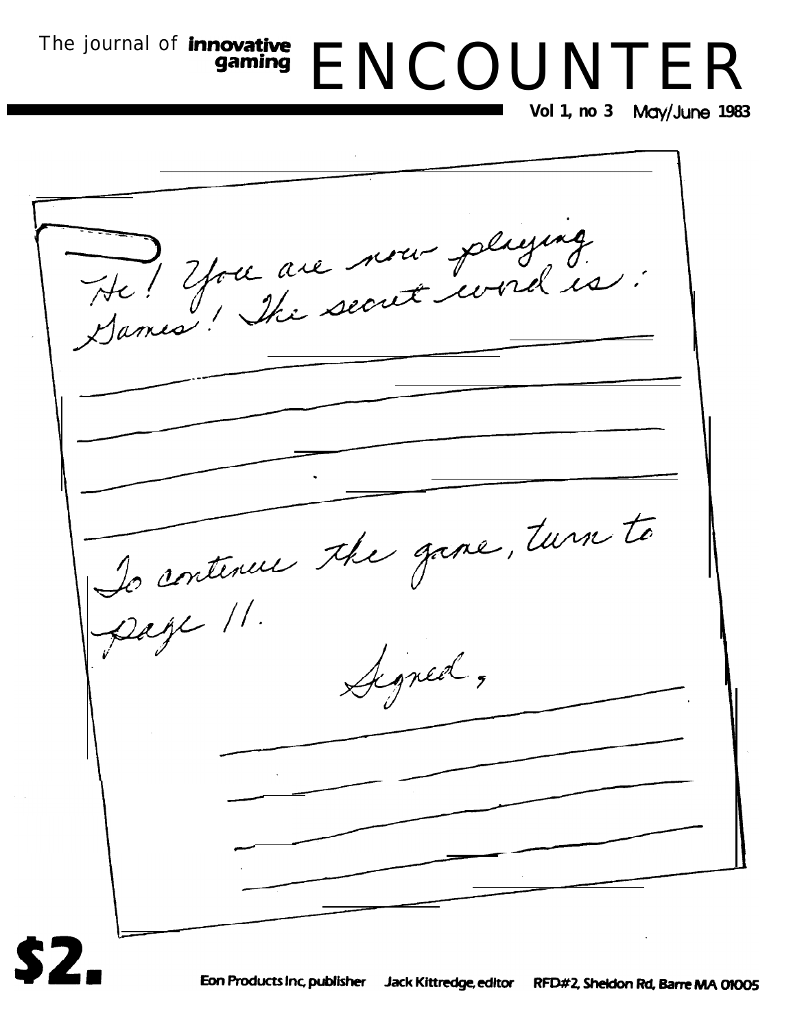The journal of **innovative gaming**

# ENCOUNTER

**Vol 1, no 3 May/June 1983**

Hi! You are now playing Games! The secret word is:

To continue the game, turn to page 11.

Signed,

**$2.**

Eon Products Inc, publisher Jack Kittredge, editor RFD#2, Sheldon Rd, Barre MA 01005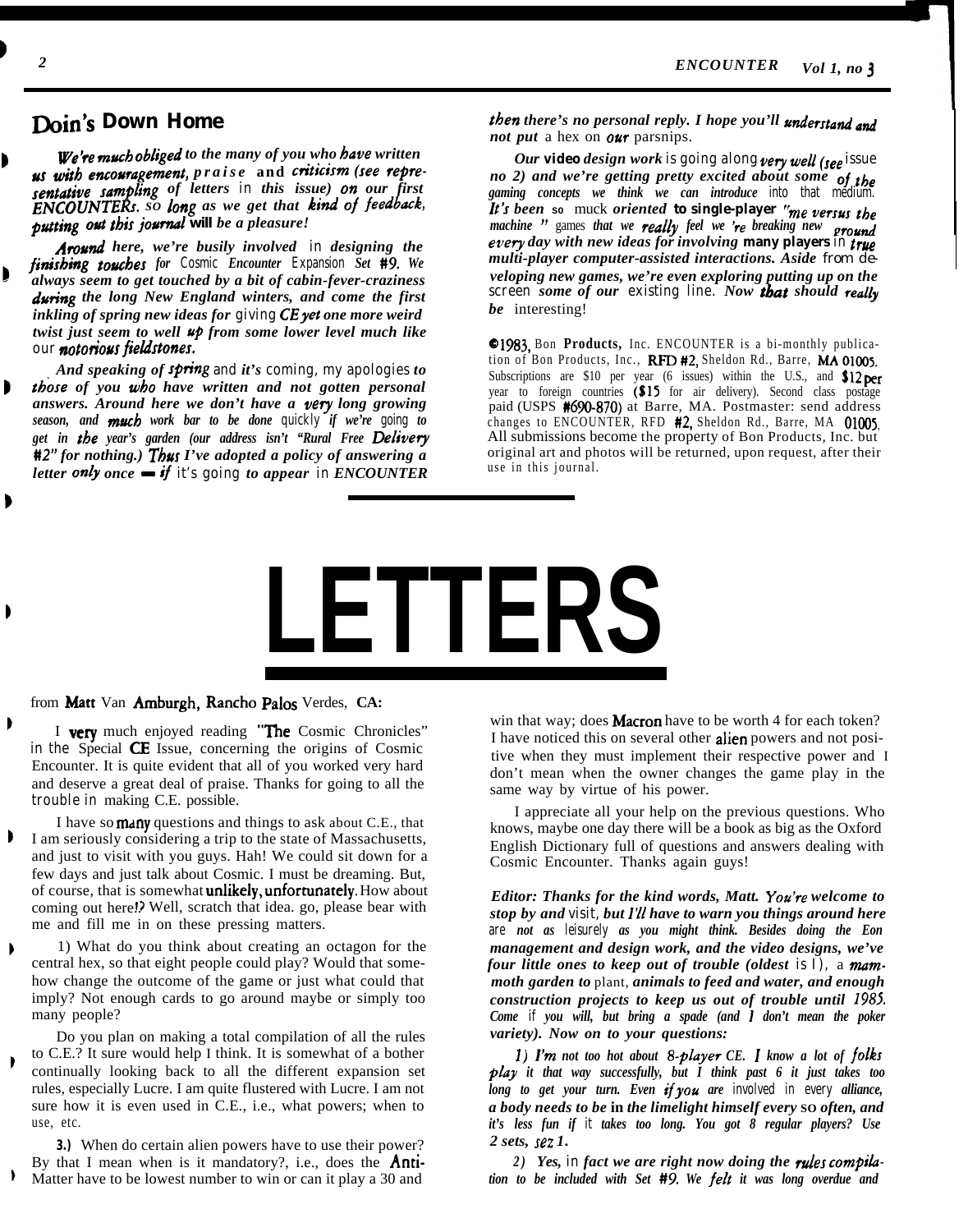## Doin's Down Home

*We're much obliged to the many of you who have written us with encouragement, praise and criticism (see representative sampling of letters in this issue) on our first ENCOUNTERs. So long as we get that kind of feedback, putting out this journal will be a pleasure!*

*Around here, we're busily involved in designing the finishing touches for Cosmic Encounter Expansion Set #9. We always seem to get touched by a bit of cabin-fever-craziness during the long New England winters, and come the first inkling of spring new ideas for giving CE yet one more weird twist just seem to well up from some lower level much like our notorious fieldstones.*

*And speaking of spring and it's coming, my apologies to those of you who have written and not gotten personal answers. Around here we don't have a very long growing season, and much work bar to be done quickly if we're going to get in the year's garden (our address isn't "Rural Free Delivery #2" for nothing.) Thus I've adopted a policy of answering a letter only once — if it's going to appear in ENCOUNTER then there's no personal reply. I hope you'll understand and not put a hex on our parsnips.*

*Our video design work is going along very well (see issue no 2) and we're getting pretty excited about some of the gaming concepts we think we can introduce into that medium. It's been so muck oriented to single-player "me versus the machine" games that we really feel we're breaking new ground every day with new ideas for involving many players in true multi-player computer-assisted interactions. Aside from developing new games, we're even exploring putting up on the screen some of our existing line. Now that should really be interesting!*

©1983, Bon Products, Inc. ENCOUNTER is a bi-monthly publication of Bon Products, Inc., RFD #2, Sheldon Rd., Barre, MA 01005. Subscriptions are $10 per year (6 issues) within the U.S., and $12 per year to foreign countries ($15 for air delivery). Second class postage paid (USPS #690-870) at Barre, MA. Postmaster: send address changes to ENCOUNTER, RFD #2, Sheldon Rd., Barre, MA 01005. All submissions become the property of Bon Products, Inc. but original art and photos will be returned, upon request, after their use in this journal.

# LETTERS

from **Matt Van Amburgh, Rancho Palos Verdes, CA:**

I very much enjoyed reading "The Cosmic Chronicles" in the Special CE Issue, concerning the origins of Cosmic Encounter. It is quite evident that all of you worked very hard and deserve a great deal of praise. Thanks for going to all the trouble in making C.E. possible.

I have so many questions and things to ask about C.E., that I am seriously considering a trip to the state of Massachusetts, and just to visit with you guys. Hah! We could sit down for a few days and just talk about Cosmic. I must be dreaming. But, of course, that is somewhat unlikely, unfortunately. How about coming out here!? Well, scratch that idea. go, please bear with me and fill me in on these pressing matters.

1) What do you think about creating an octagon for the central hex, so that eight people could play? Would that somehow change the outcome of the game or just what could that imply? Not enough cards to go around maybe or simply too many people?

Do you plan on making a total compilation of all the rules to C.E.? It sure would help I think. It is somewhat of a bother continually looking back to all the different expansion set rules, especially Lucre. I am quite flustered with Lucre. I am not sure how it is even used in C.E., i.e., what powers; when to use, etc.

3.) When do certain alien powers have to use their power? By that I mean when is it mandatory?, i.e., does the Anti-Matter have to be lowest number to win or can it play a 30 and win that way; does Macron have to be worth 4 for each token? I have noticed this on several other alien powers and not positive when they must implement their respective power and I don't mean when the owner changes the game play in the same way by virtue of his power.

I appreciate all your help on the previous questions. Who knows, maybe one day there will be a book as big as the Oxford English Dictionary full of questions and answers dealing with Cosmic Encounter. Thanks again guys!

*Editor: Thanks for the kind words, Matt. You're welcome to stop by and visit, but I'll have to warn you things around here are not as leisurely as you might think. Besides doing the Eon management and design work, and the video designs, we've four little ones to keep out of trouble (oldest is 1), a mammoth garden to plant, animals to feed and water, and enough construction projects to keep us out of trouble until 1985. Come if you will, but bring a spade (and I don't mean the poker variety). Now on to your questions:*

*1) I'm not too hot about 8-player CE. I know a lot of folks play it that way successfully, but I think past 6 it just takes too long to get your turn. Even if you are involved in every alliance, a body needs to be in the limelight himself every so often, and it's less fun if it takes too long. You got 8 regular players? Use 2 sets, sez I.*

*2) Yes, in fact we are right now doing the rules compilation to be included with Set #9. We felt it was long overdue and*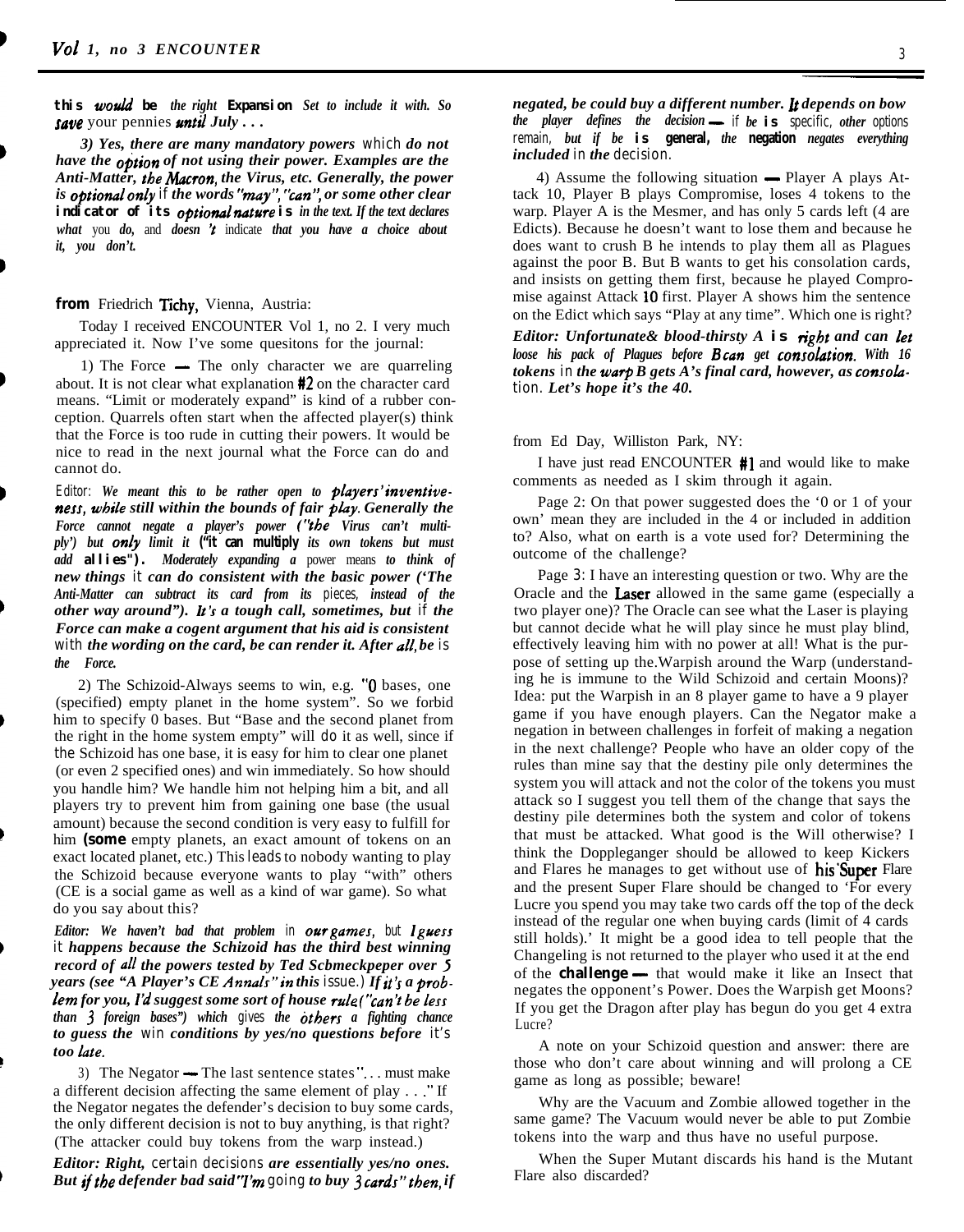*this would be the right Expansion Set to include it with. So save your pennies until July . . .*

*3) Yes, there are many mandatory powers which do not have the option of not using their power. Examples are the Anti-Matter, the Macron, the Virus, etc. Generally, the power is optional only if the words "may", "can", or some other clear indicator of its optional nature is in the text. If the text declares what you do, and doesn't indicate that you have a choice about it, you don't.*

**from** Friedrich Tichy, Vienna, Austria:

Today I received ENCOUNTER Vol 1, no 2. I very much appreciated it. Now I've some quesitons for the journal:

1) The Force — The only character we are quarreling about. It is not clear what explanation #2 on the character card means. "Limit or moderately expand" is kind of a rubber conception. Quarrels often start when the affected player(s) think that the Force is too rude in cutting their powers. It would be nice to read in the next journal what the Force can do and cannot do.

*Editor: We meant this to be rather open to players' inventiveness, while still within the bounds of fair play. Generally the Force cannot negate a player's power ("the Virus can't multiply") but only limit it ("it can multiply its own tokens but must add allies"). Moderately expanding a power means to think of new things it can do consistent with the basic power ('The Anti-Matter can subtract its card from its pieces, instead of the other way around"). It's a tough call, sometimes, but if the Force can make a cogent argument that his aid is consistent with the wording on the card, be can render it. After all, be is the Force.*

2) The Schizoid-Always seems to win, e.g. "0 bases, one (specified) empty planet in the home system". So we forbid him to specify 0 bases. But "Base and the second planet from the right in the home system empty" will do it as well, since if the Schizoid has one base, it is easy for him to clear one planet (or even 2 specified ones) and win immediately. So how should you handle him? We handle him not helping him a bit, and all players try to prevent him from gaining one base (the usual amount) because the second condition is very easy to fulfill for him (some empty planets, an exact amount of tokens on an exact located planet, etc.) This leads to nobody wanting to play the Schizoid because everyone wants to play "with" others (CE is a social game as well as a kind of war game). So what do you say about this?

*Editor: We haven't bad that problem in our games, but I guess it happens because the Schizoid has the third best winning record of all the powers tested by Ted Scbmeckpeper over 5 years (see "A Player's CE Annals" in this issue.) If it's a problem for you, I'd suggest some sort of house rule ("can't be less than 3 foreign bases") which gives the others a fighting chance to guess the win conditions by yes/no questions before it's too late.*

3) The Negator — The last sentence states ". . . must make a different decision affecting the same element of play . . ." If the Negator negates the defender's decision to buy some cards, the only different decision is not to buy anything, is that right? (The attacker could buy tokens from the warp instead.)

*Editor: Right, certain decisions are essentially yes/no ones. But if the defender bad said "I'm going to buy 3 cards" then, if negated, be could buy a different number. It depends on bow the player defines the decision — if be is specific, other options remain, but if be is general, the negation negates everything included in the decision.*

4) Assume the following situation — Player A plays Attack 10, Player B plays Compromise, loses 4 tokens to the warp. Player A is the Mesmer, and has only 5 cards left (4 are Edicts). Because he doesn't want to lose them and because he does want to crush B he intends to play them all as Plagues against the poor B. But B wants to get his consolation cards, and insists on getting them first, because he played Compromise against Attack 10 first. Player A shows him the sentence on the Edict which says "Play at any time". Which one is right?

*Editor: Unfortunate& blood-thirsty A is right and can let loose his pack of Plagues before B can get consolation. With 16 tokens in the warp B gets A's final card, however, as consolation. Let's hope it's the 40.*

from Ed Day, Williston Park, NY:

I have just read ENCOUNTER #1 and would like to make comments as needed as I skim through it again.

Page 2: On that power suggested does the '0 or 1 of your own' mean they are included in the 4 or included in addition to? Also, what on earth is a vote used for? Determining the outcome of the challenge?

Page 3: I have an interesting question or two. Why are the Oracle and the Laser allowed in the same game (especially a two player one)? The Oracle can see what the Laser is playing but cannot decide what he will play since he must play blind, effectively leaving him with no power at all! What is the purpose of setting up the Warpish around the Warp (understanding he is immune to the Wild Schizoid and certain Moons)? Idea: put the Warpish in an 8 player game to have a 9 player game if you have enough players. Can the Negator make a negation in between challenges in forfeit of making a negation in the next challenge? People who have an older copy of the rules than mine say that the destiny pile only determines the system you will attack and not the color of the tokens you must attack so I suggest you tell them of the change that says the destiny pile determines both the system and color of tokens that must be attacked. What good is the Will otherwise? I think the Doppleganger should be allowed to keep Kickers and Flares he manages to get without use of his Super Flare and the present Super Flare should be changed to 'For every Lucre you spend you may take two cards off the top of the deck instead of the regular one when buying cards (limit of 4 cards still holds).' It might be a good idea to tell people that the Changeling is not returned to the player who used it at the end of the **challenge** — that would make it like an Insect that negates the opponent's Power. Does the Warpish get Moons? If you get the Dragon after play has begun do you get 4 extra Lucre?

A note on your Schizoid question and answer: there are those who don't care about winning and will prolong a CE game as long as possible; beware!

Why are the Vacuum and Zombie allowed together in the same game? The Vacuum would never be able to put Zombie tokens into the warp and thus have no useful purpose.

When the Super Mutant discards his hand is the Mutant Flare also discarded?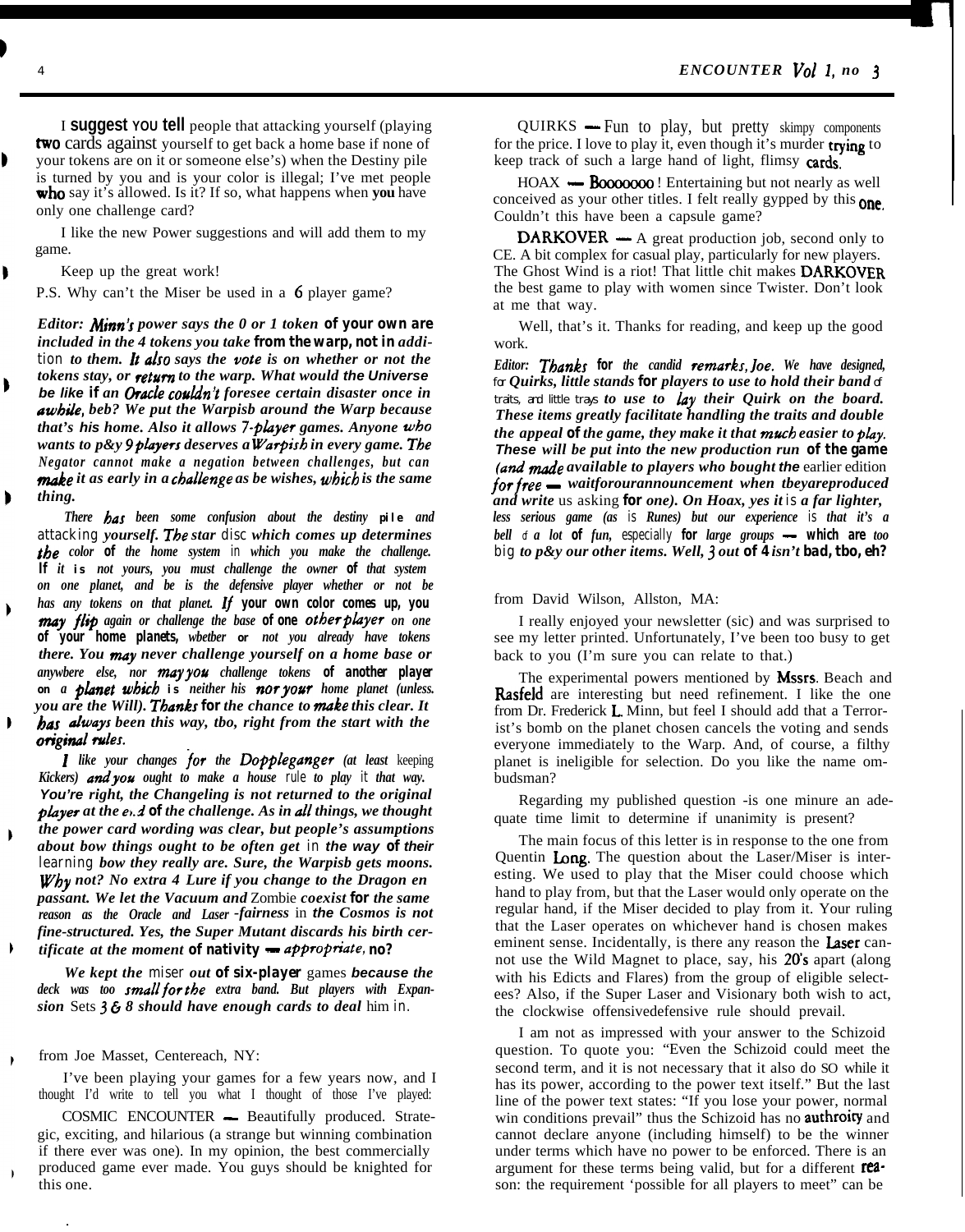I suggest you tell people that attacking yourself (playing two cards against yourself to get back a home base if none of your tokens are on it or someone else's) when the Destiny pile is turned by you and is your color is illegal; I've met people who say it's allowed. Is it? If so, what happens when you have only one challenge card?

I like the new Power suggestions and will add them to my game.

Keep up the great work!

P.S. Why can't the Miser be used in a 6 player game?

*Editor: Minn's power says the 0 or 1 token of your own are included in the 4 tokens you take from the warp, not in addition to them. It also says the vote is on whether or not the tokens stay, or return to the warp. What would the Universe be like if an Oracle couldn't foresee certain disaster once in awhile, beh? We put the Warpish around the Warp because that's his home. Also it allows 7-player games. Anyone who wants to play 9 players deserves a Warpish in every game. The Negator cannot make a negation between challenges, but can make it as early in a challenge as be wishes, which is the same thing.*

*There has been some confusion about the destiny pile and attacking yourself. The star disc which comes up determines the color of the home system in which you make the challenge. If it is not yours, you must challenge the owner of that system on one planet, and be is the defensive player whether or not be has any tokens on that planet. If your own color comes up, you may flip again or challenge the base of one other player on one of your home planets, whether or not you already have tokens there. You may never challenge yourself on a home base or anywhere else, nor may you challenge tokens of another player on a planet which is neither his nor your home planet (unless you are the Will). Thanks for the chance to make this clear. It has always been this way, tbo, right from the start with the original rules.*

*I like your changes for the Doppleganger (at least keeping Kickers) and you ought to make a house rule to play it that way. You're right, the Changeling is not returned to the original player at the end of the challenge. As in all things, we thought the power card wording was clear, but people's assumptions about bow things ought to be often get in the way of their learning bow they really are. Sure, the Warpish gets moons. Why not? No extra 4 Lure if you change to the Dragon en passant. We let the Vacuum and Zombie coexist for the same reason as the Oracle and Laser -fairness in the Cosmos is not fine-structured. Yes, the Super Mutant discards his birth certificate at the moment of nativity — appropriate, no?*

*We kept the miser out of six-player games because the deck was too small for the extra band. But players with Expansion Sets 3 & 8 should have enough cards to deal him in.*

from Joe Masset, Centereach, NY:

I've been playing your games for a few years now, and I thought I'd write to tell you what I thought of those I've played:

COSMIC ENCOUNTER — Beautifully produced. Strategic, exciting, and hilarious (a strange but winning combination if there ever was one). In my opinion, the best commercially produced game ever made. You guys should be knighted for this one.

QUIRKS — Fun to play, but pretty skimpy components for the price. I love to play it, even though it's murder trying to keep track of such a large hand of light, flimsy cards.

HOAX — Booooooo ! Entertaining but not nearly as well conceived as your other titles. I felt really gypped by this one. Couldn't this have been a capsule game?

DARKOVER — A great production job, second only to CE. A bit complex for casual play, particularly for new players. The Ghost Wind is a riot! That little chit makes DARKOVER the best game to play with women since Twister. Don't look at me that way.

Well, that's it. Thanks for reading, and keep up the good work.

*Editor: Thanks for the candid remarks, Joe. We have designed, for Quirks, little stands for players to use to hold their band of traits, and little trays to use to lay their Quirk on the board. These items greatly facilitate handling the traits and double the appeal of the game, they make it that much easier to play. These will be put into the new production run of the game (and made available to players who bought the earlier edition for free — waitforourannouncement when tbeyareproduced and write us asking for one). On Hoax, yes it is a far lighter, less serious game (as is Runes) but our experience is that it's a bell of a lot of fun, especially for large groups — which are too big to play our other items. Well, 3 out of 4 isn't bad, tbo, eh?*

from David Wilson, Allston, MA:

I really enjoyed your newsletter (sic) and was surprised to see my letter printed. Unfortunately, I've been too busy to get back to you (I'm sure you can relate to that.)

The experimental powers mentioned by Mssrs. Beach and Rasfeld are interesting but need refinement. I like the one from Dr. Frederick L. Minn, but feel I should add that a Terrorist's bomb on the planet chosen cancels the voting and sends everyone immediately to the Warp. And, of course, a filthy planet is ineligible for selection. Do you like the name ombudsman?

Regarding my published question -is one minure an adequate time limit to determine if unanimity is present?

The main focus of this letter is in response to the one from Quentin Long. The question about the Laser/Miser is interesting. We used to play that the Miser could choose which hand to play from, but that the Laser would only operate on the regular hand, if the Miser decided to play from it. Your ruling that the Laser operates on whichever hand is chosen makes eminent sense. Incidentally, is there any reason the Laser cannot use the Wild Magnet to place, say, his 20's apart (along with his Edicts and Flares) from the group of eligible selectees? Also, if the Super Laser and Visionary both wish to act, the clockwise offensivedefensive rule should prevail.

I am not as impressed with your answer to the Schizoid question. To quote you: "Even the Schizoid could meet the second term, and it is not necessary that it also do SO while it has its power, according to the power text itself." But the last line of the power text states: "If you lose your power, normal win conditions prevail" thus the Schizoid has no authroity and cannot declare anyone (including himself) to be the winner under terms which have no power to be enforced. There is an argument for these terms being valid, but for a different reason: the requirement 'possible for all players to meet" can be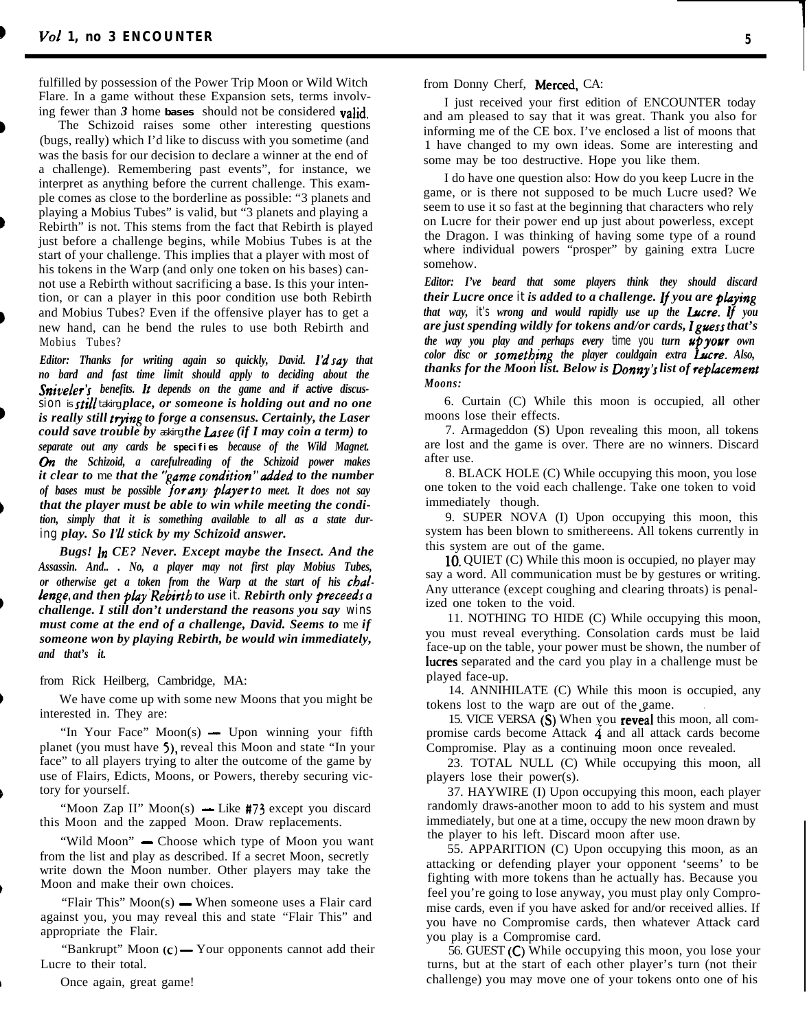fulfilled by possession of the Power Trip Moon or Wild Witch Flare. In a game without these Expansion sets, terms involving fewer than *3* home **bases** should not be considered valid.

The Schizoid raises some other interesting questions (bugs, really) which I'd like to discuss with you sometime (and was the basis for our decision to declare a winner at the end of a challenge). Remembering past events", for instance, we interpret as anything before the current challenge. This example comes as close to the borderline as possible: "3 planets and playing a Mobius Tubes" is valid, but "3 planets and playing a Rebirth" is not. This stems from the fact that Rebirth is played just before a challenge begins, while Mobius Tubes is at the start of your challenge. This implies that a player with most of his tokens in the Warp (and only one token on his bases) cannot use a Rebirth without sacrificing a base. Is this your intention, or can a player in this poor condition use both Rebirth and Mobius Tubes? Even if the offensive player has to get a new hand, can he bend the rules to use both Rebirth and Mobius Tubes?

***Editor:** Thanks for writing again so quickly, David. I'd say that no bard and fast time limit should apply to deciding about the Sniveler's benefits. It depends on the game and if active discussion is still taking place, or someone is holding out and no one is really still trying to forge a consensus. Certainly, the Laser could save trouble by asking the Lasee (if I may coin a term) to separate out any cards be specifies because of the Wild Magnet. On the Schizoid, a carefulreading of the Schizoid power makes it clear to me that the "game condition" added to the number of bases must be possible for any player to meet. It does not say that the player must be able to win while meeting the condition, simply that it is something available to all as a state during play. So I'll stick by my Schizoid answer.*

*Bugs! In CE? Never. Except maybe the Insect. And the Assassin. And.. . No, a player may not first play Mobius Tubes, or otherwise get a token from the Warp at the start of his challenge, and then play Rebirth to use it. Rebirth only preceeds a challenge. I still don't understand the reasons you say wins must come at the end of a challenge, David. Seems to me if someone won by playing Rebirth, be would win immediately, and that's it.*

from Rick Heilberg, Cambridge, MA:

We have come up with some new Moons that you might be interested in. They are:

"In Your Face" Moon(s) — Upon winning your fifth planet (you must have 5), reveal this Moon and state "In your face" to all players trying to alter the outcome of the game by use of Flairs, Edicts, Moons, or Powers, thereby securing victory for yourself.

"Moon Zap II" Moon(s) — Like #73 except you discard this Moon and the zapped Moon. Draw replacements.

"Wild Moon" — Choose which type of Moon you want from the list and play as described. If a secret Moon, secretly write down the Moon number. Other players may take the Moon and make their own choices.

"Flair This" Moon(s) — When someone uses a Flair card against you, you may reveal this and state "Flair This" and appropriate the Flair.

"Bankrupt" Moon (c) — Your opponents cannot add their Lucre to their total.

Once again, great game!

from Donny Cherf, Merced, CA:

I just received your first edition of ENCOUNTER today and am pleased to say that it was great. Thank you also for informing me of the CE box. I've enclosed a list of moons that 1 have changed to my own ideas. Some are interesting and some may be too destructive. Hope you like them.

I do have one question also: How do you keep Lucre in the game, or is there not supposed to be much Lucre used? We seem to use it so fast at the beginning that characters who rely on Lucre for their power end up just about powerless, except the Dragon. I was thinking of having some type of a round where individual powers "prosper" by gaining extra Lucre somehow.

***Editor:** I've beard that some players think they should discard their Lucre once it is added to a challenge. If you are playing that way, it's wrong and would rapidly use up the Lucre. If you are just spending wildly for tokens and/or cards, I guess that's the way you play and perhaps every time you turn up your own color disc or something the player couldgain extra Lucre. Also, thanks for the Moon list. Below is Donny's list of replacement Moons:*

6. Curtain (C) While this moon is occupied, all other moons lose their effects.

7. Armageddon (S) Upon revealing this moon, all tokens are lost and the game is over. There are no winners. Discard after use.

8. BLACK HOLE (C) While occupying this moon, you lose one token to the void each challenge. Take one token to void immediately though.

9. SUPER NOVA (I) Upon occupying this moon, this system has been blown to smithereens. All tokens currently in this system are out of the game.

10. QUIET (C) While this moon is occupied, no player may say a word. All communication must be by gestures or writing. Any utterance (except coughing and clearing throats) is penalized one token to the void.

11. NOTHING TO HIDE (C) While occupying this moon, you must reveal everything. Consolation cards must be laid face-up on the table, your power must be shown, the number of lucres separated and the card you play in a challenge must be played face-up.

14. ANNIHILATE (C) While this moon is occupied, any tokens lost to the warp are out of the game.

15. VICE VERSA (S) When you reveal this moon, all compromise cards become Attack 4 and all attack cards become Compromise. Play as a continuing moon once revealed.

23. TOTAL NULL (C) While occupying this moon, all players lose their power(s).

37. HAYWIRE (I) Upon occupying this moon, each player randomly draws-another moon to add to his system and must immediately, but one at a time, occupy the new moon drawn by the player to his left. Discard moon after use.

55. APPARITION (C) Upon occupying this moon, as an attacking or defending player your opponent 'seems' to be fighting with more tokens than he actually has. Because you feel you're going to lose anyway, you must play only Compromise cards, even if you have asked for and/or received allies. If you have no Compromise cards, then whatever Attack card you play is a Compromise card.

56. GUEST (C) While occupying this moon, you lose your turns, but at the start of each other player's turn (not their challenge) you may move one of your tokens onto one of his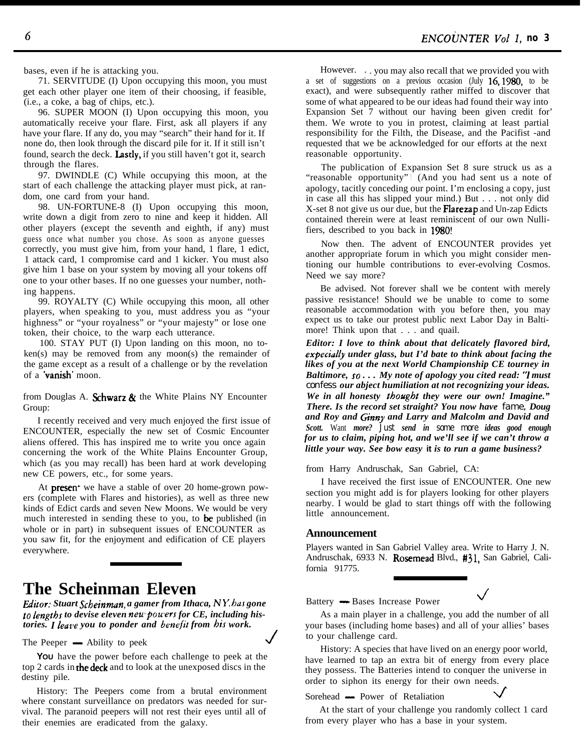bases, even if he is attacking you.

71. SERVITUDE (I) Upon occupying this moon, you must get each other player one item of their choosing, if feasible, (i.e., a coke, a bag of chips, etc.).

96. SUPER MOON (I) Upon occupying this moon, you automatically receive your flare. First, ask all players if any have your flare. If any do, you may "search" their hand for it. If none do, then look through the discard pile for it. If it still isn't found, search the deck. Lastly, if you still haven't got it, search through the flares.

97. DWINDLE (C) While occupying this moon, at the start of each challenge the attacking player must pick, at random, one card from your hand.

98. UN-FORTUNE-8 (I) Upon occupying this moon, write down a digit from zero to nine and keep it hidden. All other players (except the seventh and eighth, if any) must guess once what number you chose. As soon as anyone guesses correctly, you must give him, from your hand, 1 flare, 1 edict, 1 attack card, 1 compromise card and 1 kicker. You must also give him 1 base on your system by moving all your tokens off one to your other bases. If no one guesses your number, nothing happens.

99. ROYALTY (C) While occupying this moon, all other players, when speaking to you, must address you as "your highness" or "your royalness" or "your majesty" or lose one token, their choice, to the warp each utterance.

100. STAY PUT (I) Upon landing on this moon, no token(s) may be removed from any moon(s) the remainder of the game except as a result of a challenge or by the revelation of a 'vanish' moon.

from Douglas A. Schwarz & the White Plains NY Encounter Group:

I recently received and very much enjoyed the first issue of ENCOUNTER, especially the new set of Cosmic Encounter aliens offered. This has inspired me to write you once again concerning the work of the White Plains Encounter Group, which (as you may recall) has been hard at work developing new CE powers, etc., for some years.

At present we have a stable of over 20 home-grown powers (complete with Flares and histories), as well as three new kinds of Edict cards and seven New Moons. We would be very much interested in sending these to you, to be published (in whole or in part) in subsequent issues of ENCOUNTER as you saw fit, for the enjoyment and edification of CE players everywhere.

However. . . you may also recall that we provided you with a set of suggestions on a previous occasion (July 16, 1980, to be exact), and were subsequently rather miffed to discover that some of what appeared to be our ideas had found their way into Expansion Set 7 without our having been given credit for' them. We wrote to you in protest, claiming at least partial responsibility for the Filth, the Disease, and the Pacifist -and requested that we be acknowledged for our efforts at the next reasonable opportunity.

The publication of Expansion Set 8 sure struck us as a "reasonable opportunity"! (And you had sent us a note of apology, tacitly conceding our point. I'm enclosing a copy, just in case all this has slipped your mind.) But . . . not only did X-set 8 not give us our due, but the Flarezap and Un-zap Edicts contained therein were at least reminiscent of our own Nullifiers, described to you back in 1980!

Now then. The advent of ENCOUNTER provides yet another appropriate forum in which you might consider mentioning our humble contributions to ever-evolving Cosmos. Need we say more?

Be advised. Not forever shall we be content with merely passive resistance! Should we be unable to come to some reasonable accommodation with you before then, you may expect us to take our protest public next Labor Day in Baltimore! Think upon that . . . and quail.

***Editor: I love to think about that delicately flavored bird, expecially under glass, but I'd bate to think about facing the likes of you at the next World Championship CE tourney in Baltimore, so . . . My note of apology you cited read: "I must confess our abject humiliation at not recognizing your ideas. We in all honesty thought they were our own! Imagine." There. Is the record set straight? You now have fame, Doug and Roy and Ginny and Larry and Malcolm and David and Scott. Want more? Just send in some more ideas good enough for us to claim, piping hot, and we'll see if we can't throw a little your way. See bow easy it is to run a game business?***

from Harry Andruschak, San Gabriel, CA:

I have received the first issue of ENCOUNTER. One new section you might add is for players looking for other players nearby. I would be glad to start things off with the following little announcement.

### Announcement

Players wanted in San Gabriel Valley area. Write to Harry J. N. Andruschak, 6933 N. Rosemead Blvd., #31, San Gabriel, California 91775.

## The Scheinman Eleven

***Editor: Stuart Scheinman, a gamer from Ithaca, NY, has gone to lengths to devise eleven new powers for CE, including histories. I leave you to ponder and benefit from his work.***

The Peeper — Ability to peek ✓

You have the power before each challenge to peek at the top 2 cards in the deck and to look at the unexposed discs in the destiny pile.

History: The Peepers come from a brutal environment where constant surveillance on predators was needed for survival. The paranoid peepers will not rest their eyes until all of their enemies are eradicated from the galaxy.

Battery — Bases Increase Power ✓

As a main player in a challenge, you add the number of all your bases (including home bases) and all of your allies' bases to your challenge card.

History: A species that have lived on an energy poor world, have learned to tap an extra bit of energy from every place they possess. The Batteries intend to conquer the universe in order to siphon its energy for their own needs.

Sorehead — Power of Retaliation ✓

At the start of your challenge you randomly collect 1 card from every player who has a base in your system.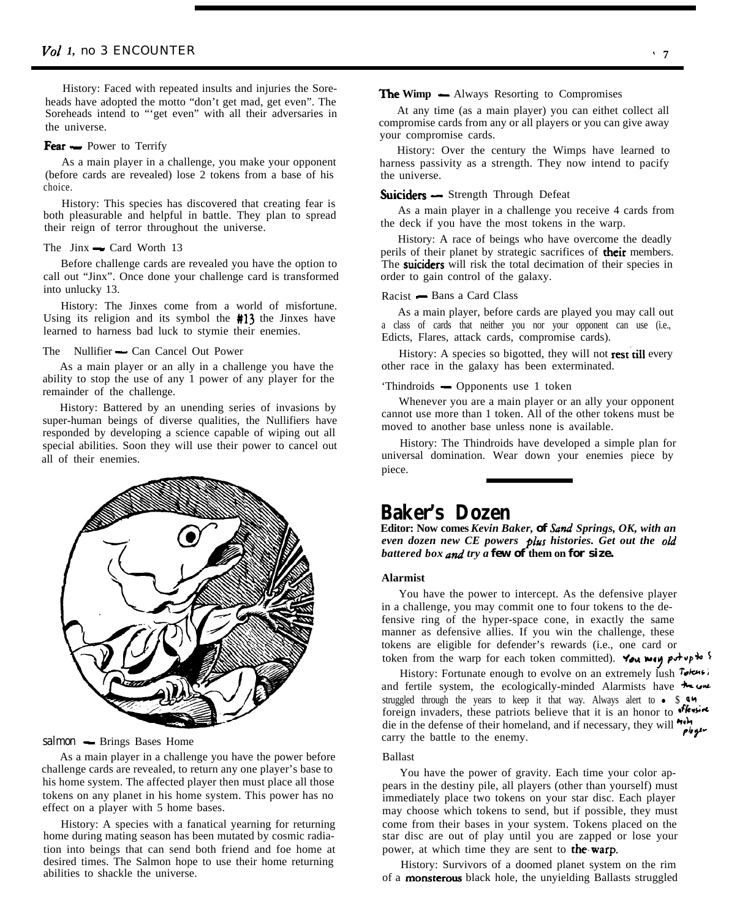History: Faced with repeated insults and injuries the Soreheads have adopted the motto "don't get mad, get even". The Soreheads intend to "'get even" with all their adversaries in the universe.

**Fear** — Power to Terrify

As a main player in a challenge, you make your opponent (before cards are revealed) lose 2 tokens from a base of his choice.

History: This species has discovered that creating fear is both pleasurable and helpful in battle. They plan to spread their reign of terror throughout the universe.

The Jinx — Card Worth 13

Before challenge cards are revealed you have the option to call out "Jinx". Once done your challenge card is transformed into unlucky 13.

History: The Jinxes come from a world of misfortune. Using its religion and its symbol the #13 the Jinxes have learned to harness bad luck to stymie their enemies.

The Nullifier — Can Cancel Out Power

As a main player or an ally in a challenge you have the ability to stop the use of any 1 power of any player for the remainder of the challenge.

History: Battered by an unending series of invasions by super-human beings of diverse qualities, the Nullifiers have responded by developing a science capable of wiping out all special abilities. Soon they will use their power to cancel out all of their enemies.

salmon — Brings Bases Home

As a main player in a challenge you have the power before challenge cards are revealed, to return any one player's base to his home system. The affected player then must place all those tokens on any planet in his home system. This power has no effect on a player with 5 home bases.

History: A species with a fanatical yearning for returning home during mating season has been mutated by cosmic radiation into beings that can send both friend and foe home at desired times. The Salmon hope to use their home returning abilities to shackle the universe.

**The Wimp** — Always Resorting to Compromises

At any time (as a main player) you can eithet collect all compromise cards from any or all players or you can give away your compromise cards.

History: Over the century the Wimps have learned to harness passivity as a strength. They now intend to pacify the universe.

**Suiciders** — Strength Through Defeat

As a main player in a challenge you receive 4 cards from the deck if you have the most tokens in the warp.

History: A race of beings who have overcome the deadly perils of their planet by strategic sacrifices of their members. The suiciders will risk the total decimation of their species in order to gain control of the galaxy.

Racist — Bans a Card Class

As a main player, before cards are played you may call out a class of cards that neither you nor your opponent can use (i.e., Edicts, Flares, attack cards, compromise cards).

History: A species so bigotted, they will not rest till every other race in the galaxy has been exterminated.

'Thindroids — Opponents use 1 token

Whenever you are a main player or an ally your opponent cannot use more than 1 token. All of the other tokens must be moved to another base unless none is available.

History: The Thindroids have developed a simple plan for universal domination. Wear down your enemies piece by piece.

## Baker's Dozen

***Editor:* Now comes *Kevin Baker, of Sand Springs, OK, with an even dozen new CE powers plus histories. Get out the old battered box and try a few of them on for size.***

**Alarmist**

You have the power to intercept. As the defensive player in a challenge, you may commit one to four tokens to the defensive ring of the hyper-space cone, in exactly the same manner as defensive allies. If you win the challenge, these tokens are eligible for defender's rewards (i.e., one card or token from the warp for each token committed). *You may put up to 5 Tokens in the cone as an offensive main player*

History: Fortunate enough to evolve on an extremely lush and fertile system, the ecologically-minded Alarmists have struggled through the years to keep it that way. Always alert to foreign invaders, these patriots believe that it is an honor to die in the defense of their homeland, and if necessary, they will carry the battle to the enemy.

Ballast

You have the power of gravity. Each time your color appears in the destiny pile, all players (other than yourself) must immediately place two tokens on your star disc. Each player may choose which tokens to send, but if possible, they must come from their bases in your system. Tokens placed on the star disc are out of play until you are zapped or lose your power, at which time they are sent to the warp.

History: Survivors of a doomed planet system on the rim of a monsterous black hole, the unyielding Ballasts struggled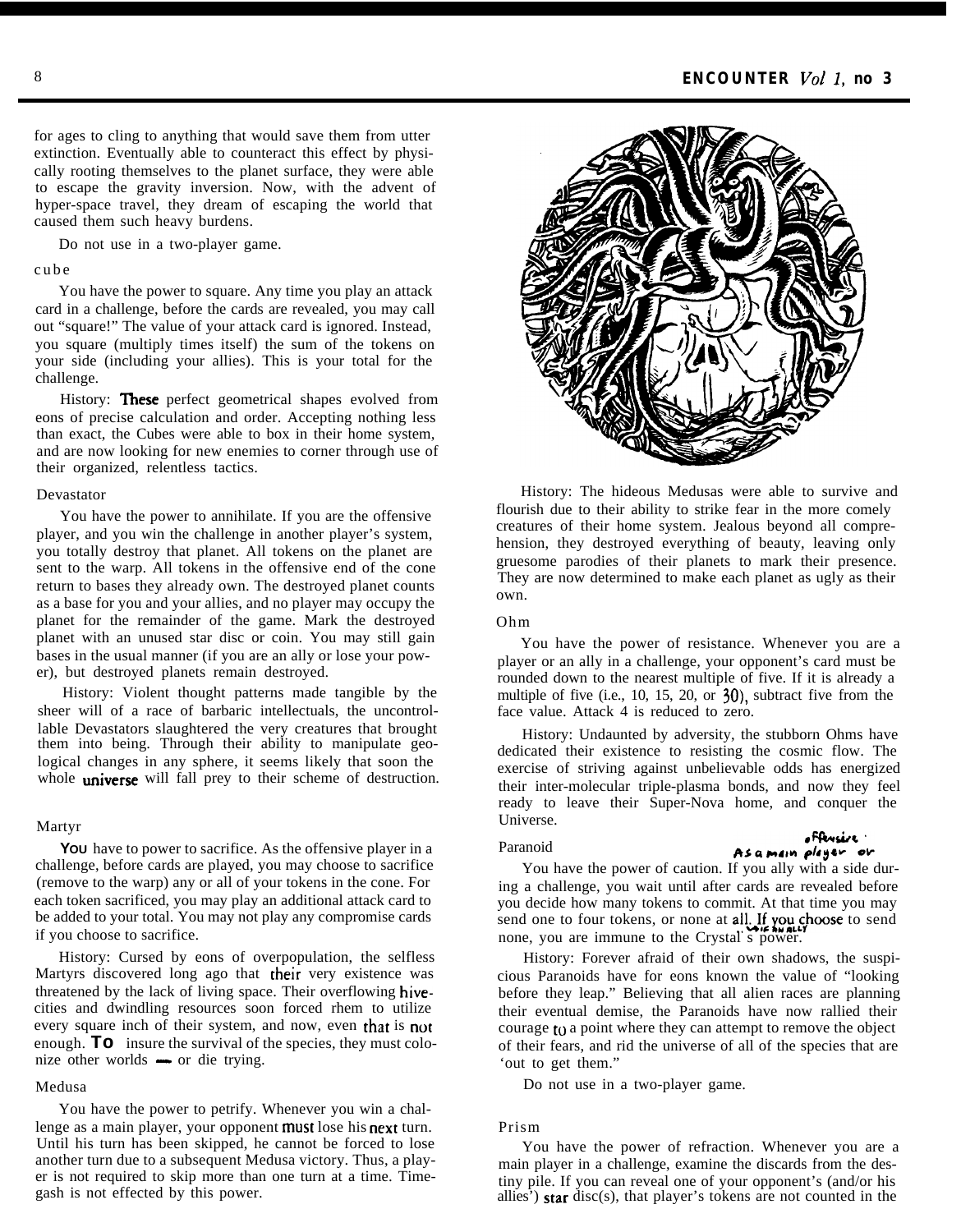for ages to cling to anything that would save them from utter extinction. Eventually able to counteract this effect by physically rooting themselves to the planet surface, they were able to escape the gravity inversion. Now, with the advent of hyper-space travel, they dream of escaping the world that caused them such heavy burdens.

Do not use in a two-player game.

### cube

You have the power to square. Any time you play an attack card in a challenge, before the cards are revealed, you may call out "square!" The value of your attack card is ignored. Instead, you square (multiply times itself) the sum of the tokens on your side (including your allies). This is your total for the challenge.

History: These perfect geometrical shapes evolved from eons of precise calculation and order. Accepting nothing less than exact, the Cubes were able to box in their home system, and are now looking for new enemies to corner through use of their organized, relentless tactics.

### Devastator

You have the power to annihilate. If you are the offensive player, and you win the challenge in another player's system, you totally destroy that planet. All tokens on the planet are sent to the warp. All tokens in the offensive end of the cone return to bases they already own. The destroyed planet counts as a base for you and your allies, and no player may occupy the planet for the remainder of the game. Mark the destroyed planet with an unused star disc or coin. You may still gain bases in the usual manner (if you are an ally or lose your power), but destroyed planets remain destroyed.

History: Violent thought patterns made tangible by the sheer will of a race of barbaric intellectuals, the uncontrollable Devastators slaughtered the very creatures that brought them into being. Through their ability to manipulate geological changes in any sphere, it seems likely that soon the whole universe will fall prey to their scheme of destruction.

### Martyr

You have to power to sacrifice. As the offensive player in a challenge, before cards are played, you may choose to sacrifice (remove to the warp) any or all of your tokens in the cone. For each token sacrificed, you may play an additional attack card to be added to your total. You may not play any compromise cards if you choose to sacrifice.

History: Cursed by eons of overpopulation, the selfless Martyrs discovered long ago that their very existence was threatened by the lack of living space. Their overflowing hive-cities and dwindling resources soon forced rhem to utilize every square inch of their system, and now, even that is not enough. To insure the survival of the species, they must colonize other worlds — or die trying.

### Medusa

You have the power to petrify. Whenever you win a challenge as a main player, your opponent must lose his next turn. Until his turn has been skipped, he cannot be forced to lose another turn due to a subsequent Medusa victory. Thus, a player is not required to skip more than one turn at a time. Timegash is not effected by this power.

History: The hideous Medusas were able to survive and flourish due to their ability to strike fear in the more comely creatures of their home system. Jealous beyond all comprehension, they destroyed everything of beauty, leaving only gruesome parodies of their planets to mark their presence. They are now determined to make each planet as ugly as their own.

### Ohm

You have the power of resistance. Whenever you are a player or an ally in a challenge, your opponent's card must be rounded down to the nearest multiple of five. If it is already a multiple of five (i.e., 10, 15, 20, or 30), subtract five from the face value. Attack 4 is reduced to zero.

History: Undaunted by adversity, the stubborn Ohms have dedicated their existence to resisting the cosmic flow. The exercise of striving against unbelievable odds has energized their inter-molecular triple-plasma bonds, and now they feel ready to leave their Super-Nova home, and conquer the Universe.

### Paranoid

*(handwritten: As a main player or offensive)*

You have the power of caution. If you ally with a side during a challenge, you wait until after cards are revealed before you decide how many tokens to commit. At that time you may send one to four tokens, or none at all. If you choose to send none, you are immune to the Crystal's power. *(handwritten: as an ally)*

History: Forever afraid of their own shadows, the suspicious Paranoids have for eons known the value of "looking before they leap." Believing that all alien races are planning their eventual demise, the Paranoids have now rallied their courage to a point where they can attempt to remove the object of their fears, and rid the universe of all of the species that are 'out to get them."

Do not use in a two-player game.

### Prism

You have the power of refraction. Whenever you are a main player in a challenge, examine the discards from the destiny pile. If you can reveal one of your opponent's (and/or his allies') star disc(s), that player's tokens are not counted in the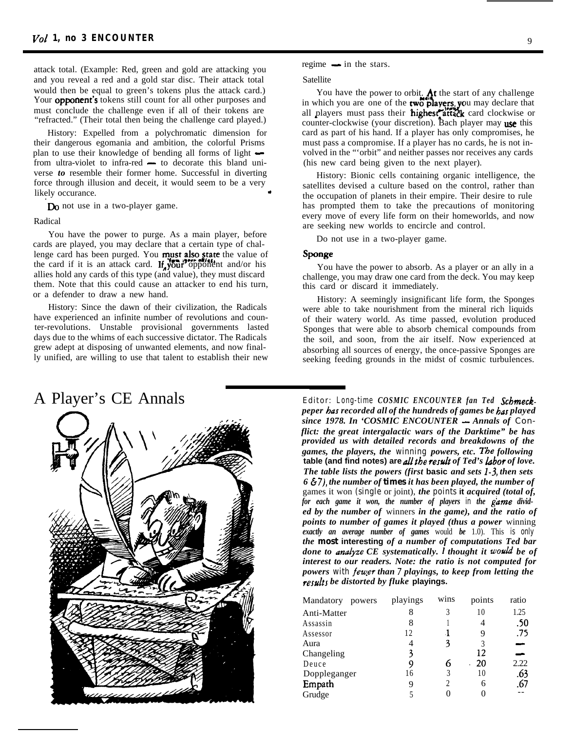attack total. (Example: Red, green and gold are attacking you and you reveal a red and a gold star disc. Their attack total would then be equal to green's tokens plus the attack card.) Your opponent's tokens still count for all other purposes and must conclude the challenge even if all of their tokens are "refracted." (Their total then being the challenge card played.)

History: Expelled from a polychromatic dimension for their dangerous egomania and ambition, the colorful Prisms plan to use their knowledge of bending all forms of light — from ultra-violet to infra-red — to decorate this bland universe *to* resemble their former home. Successful in diverting force through illusion and deceit, it would seem to be a very likely occurance.

Do not use in a two-player game.

Radical

You have the power to purge. As a main player, before cards are played, you may declare that a certain type of challenge card has been purged. You must also state the value of the card if it is an attack card. If you, your opponent and/or his allies hold any cards of this type (and value), they must discard them. Note that this could cause an attacker to end his turn, or a defender to draw a new hand.

History: Since the dawn of their civilization, the Radicals have experienced an infinite number of revolutions and counter-revolutions. Unstable provisional governments lasted days due to the whims of each successive dictator. The Radicals grew adept at disposing of unwanted elements, and now finally unified, are willing to use that talent to establish their new regime — in the stars.

Satellite

You have the power to orbit. At the start of any challenge in which you are one of the two main players, you may declare that all players must pass their lowest highest attack card clockwise or counter-clockwise (your discretion). Each player may use this card as part of his hand. If a player has only compromises, he must pass a compromise. If a player has no cards, he is not involved in the "'orbit" and neither passes nor receives any cards (his new card being given to the next player).

History: Bionic cells containing organic intelligence, the satellites devised a culture based on the control, rather than the occupation of planets in their empire. Their desire to rule has prompted them to take the precautions of monitoring every move of every life form on their homeworlds, and now are seeking new worlds to encircle and control.

Do not use in a two-player game.

**Sponge**

You have the power to absorb. As a player or an ally in a challenge, you may draw one card from the deck. You may keep this card or discard it immediately.

History: A seemingly insignificant life form, the Sponges were able to take nourishment from the mineral rich liquids of their watery world. As time passed, evolution produced Sponges that were able to absorb chemical compounds from the soil, and soon, from the air itself. Now experienced at absorbing all sources of energy, the once-passive Sponges are seeking feeding grounds in the midst of cosmic turbulences.

# A Player's CE Annals

Editor: *Long-time COSMIC ENCOUNTER fan Ted Schmeckpeper has recorded all of the hundreds of games he has played since 1978. In 'COSMIC ENCOUNTER — Annals of Conflict: the great intergalactic wars of the Darktime" he has provided us with detailed records and breakdowns of the games, the players, the winning powers, etc. The following table (and find notes) are all the result of Ted's labor of love. The table lists the powers (first basic and sets 1-3, then sets 6 & 7), the number of times it has been played, the number of games it won (single or joint), the points it acquired (total of, for each game it won, the number of players in the game divided by the number of winners in the game), and the ratio of points to number of games it played (thus a power winning exactly an average number of games would be 1.0). This is only the most interesting of a number of computations Ted bar done to analyze CE systematically. I thought it would be of interest to our readers. Note: the ratio is not computed for powers with fewer than 7 playings, to keep from letting the results be distorted by fluke playings.*

| Mandatory powers | playings | wins | points | ratio |
|---|---|---|---|---|
| Anti-Matter | 8 | 3 | 10 | 1.25 |
| Assassin | 8 | 1 | 4 | .50 |
| Assessor | 12 | 1 | 9 | .75 |
| Aura | 4 | 3 | 3 | — |
| Changeling | 3 | | 12 | — |
| Deuce | 9 | 6 | 20 | 2.22 |
| Doppleganger | 16 | 3 | 10 | .63 |
| Empath | 9 | 2 | 6 | .67 |
| Grudge | 5 | 0 | 0 | -- |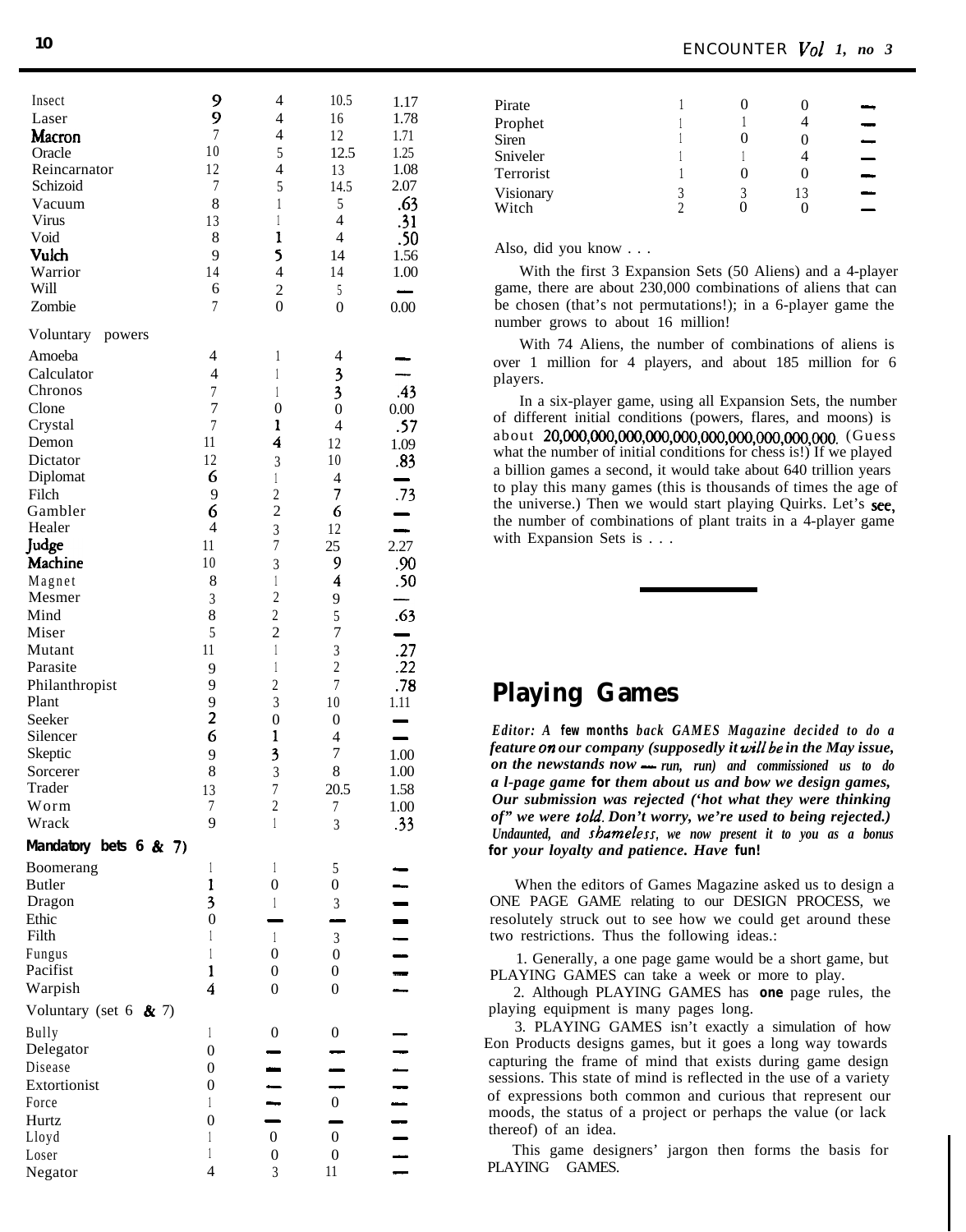| | | | | |
|---|---|---|---|---|
| Insect | 9 | 4 | 10.5 | 1.17 |
| Laser | 9 | 4 | 16 | 1.78 |
| Macron | 7 | 4 | 12 | 1.71 |
| Oracle | 10 | 5 | 12.5 | 1.25 |
| Reincarnator | 12 | 4 | 13 | 1.08 |
| Schizoid | 7 | 5 | 14.5 | 2.07 |
| Vacuum | 8 | 1 | 5 | .63 |
| Virus | 13 | 1 | 4 | .31 |
| Void | 8 | 1 | 4 | .50 |
| Vulch | 9 | 5 | 14 | 1.56 |
| Warrior | 14 | 4 | 14 | 1.00 |
| Will | 6 | 2 | 5 | — |
| Zombie | 7 | 0 | 0 | 0.00 |
| **Voluntary powers** | | | | |
| Amoeba | 4 | 1 | 4 | — |
| Calculator | 4 | 1 | 3 | — |
| Chronos | 7 | 1 | 3 | .43 |
| Clone | 7 | 0 | 0 | 0.00 |
| Crystal | 7 | 1 | 4 | .57 |
| Demon | 11 | 4 | 12 | 1.09 |
| Dictator | 12 | 3 | 10 | .83 |
| Diplomat | 6 | 1 | 4 | — |
| Filch | 9 | 2 | 7 | .73 |
| Gambler | 6 | 2 | 6 | — |
| Healer | 4 | 3 | 12 | — |
| Judge | 11 | 7 | 25 | 2.27 |
| Machine | 10 | 3 | 9 | .90 |
| Magnet | 8 | 1 | 4 | .50 |
| Mesmer | 3 | 2 | 9 | — |
| Mind | 8 | 2 | 5 | .63 |
| Miser | 5 | 2 | 7 | — |
| Mutant | 11 | 1 | 3 | .27 |
| Parasite | 9 | 1 | 2 | .22 |
| Philanthropist | 9 | 2 | 7 | .78 |
| Plant | 9 | 3 | 10 | 1.11 |
| Seeker | 2 | 0 | 0 | — |
| Silencer | 6 | 1 | 4 | — |
| Skeptic | 9 | 3 | 7 | 1.00 |
| Sorcerer | 8 | 3 | 8 | 1.00 |
| Trader | 13 | 7 | 20.5 | 1.58 |
| Worm | 7 | 2 | 7 | 1.00 |
| Wrack | 9 | 1 | 3 | .33 |
| **Mandatory bets 6 & 7)** | | | | |
| Boomerang | 1 | 1 | 5 | — |
| Butler | 1 | 0 | 0 | — |
| Dragon | 3 | 1 | 3 | — |
| Ethic | 0 | — | — | — |
| Filth | 1 | 1 | 3 | — |
| Fungus | 1 | 0 | 0 | — |
| Pacifist | 1 | 0 | 0 | — |
| Warpish | 4 | 0 | 0 | — |
| **Voluntary (set 6 & 7)** | | | | |
| Bully | 1 | 0 | 0 | — |
| Delegator | 0 | — | — | — |
| Disease | 0 | — | — | — |
| Extortionist | 0 | — | — | — |
| Force | 1 | — | 0 | — |
| Hurtz | 0 | — | — | — |
| Lloyd | 1 | 0 | 0 | — |
| Loser | 1 | 0 | 0 | — |
| Negator | 4 | 3 | 11 | — |
| Pirate | 1 | 0 | 0 | — |
| Prophet | 1 | 1 | 4 | — |
| Siren | 1 | 0 | 0 | — |
| Sniveler | 1 | 1 | 4 | — |
| Terrorist | 1 | 0 | 0 | — |
| Visionary | 3 | 3 | 13 | — |
| Witch | 2 | 0 | 0 | — |

Also, did you know . . .

With the first 3 Expansion Sets (50 Aliens) and a 4-player game, there are about 230,000 combinations of aliens that can be chosen (that's not permutations!); in a 6-player game the number grows to about 16 million!

With 74 Aliens, the number of combinations of aliens is over 1 million for 4 players, and about 185 million for 6 players.

In a six-player game, using all Expansion Sets, the number of different initial conditions (powers, flares, and moons) is about 20,000,000,000,000,000,000,000,000,000,000. (Guess what the number of initial conditions for chess is!) If we played a billion games a second, it would take about 640 trillion years to play this many games (this is thousands of times the age of the universe.) Then we would start playing Quirks. Let's see, the number of combinations of plant traits in a 4-player game with Expansion Sets is . . .

## Playing Games

***Editor:** A few months back GAMES Magazine decided to do a feature on our company (supposedly it will be in the May issue, on the newstands now — run, run) and commissioned us to do a 1-page game for them about us and how we design games. Our submission was rejected ('hot what they were thinking of" we were told. Don't worry, we're used to being rejected.) Undaunted, and shameless, we now present it to you as a bonus for your loyalty and patience. Have fun!*

When the editors of Games Magazine asked us to design a ONE PAGE GAME relating to our DESIGN PROCESS, we resolutely struck out to see how we could get around these two restrictions. Thus the following ideas.:

1. Generally, a one page game would be a short game, but PLAYING GAMES can take a week or more to play.
2. Although PLAYING GAMES has **one** page rules, the playing equipment is many pages long.
3. PLAYING GAMES isn't exactly a simulation of how Eon Products designs games, but it goes a long way towards capturing the frame of mind that exists during game design sessions. This state of mind is reflected in the use of a variety of expressions both common and curious that represent our moods, the status of a project or perhaps the value (or lack thereof) of an idea.

This game designers' jargon then forms the basis for PLAYING GAMES.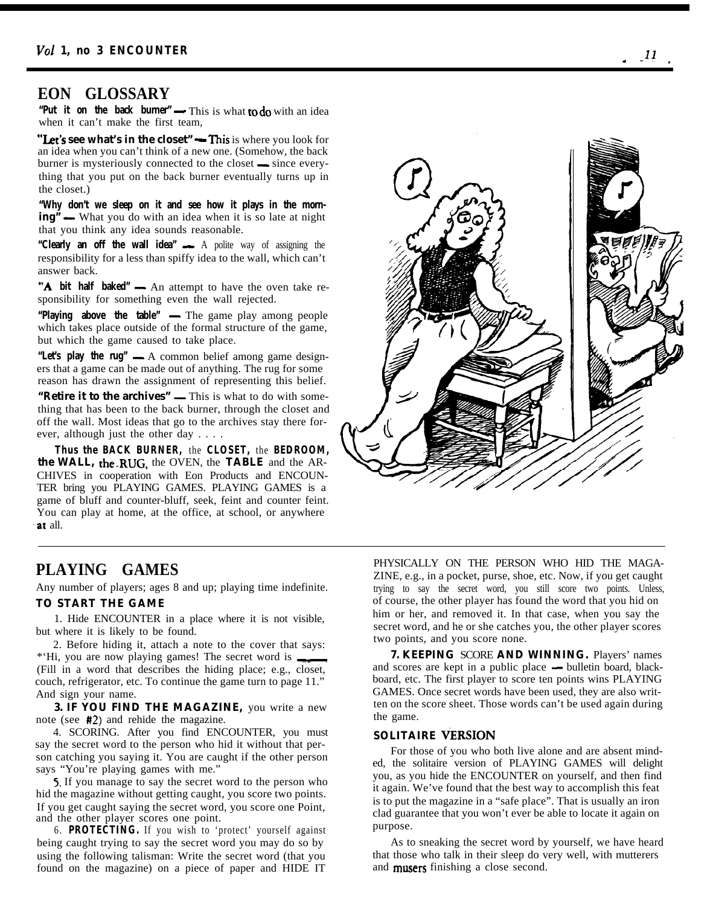## EON GLOSSARY

**"Put it on the back burner"** — This is what to do with an idea when it can't make the first team,

**"Let's see what's in the closet"** — This is where you look for an idea when you can't think of a new one. (Somehow, the back burner is mysteriously connected to the closet — since everything that you put on the back burner eventually turns up in the closet.)

**"Why don't we sleep on it and see how it plays in the morning"** — What you do with an idea when it is so late at night that you think any idea sounds reasonable.

**"Clearly an off the wall idea"** — A polite way of assigning the responsibility for a less than spiffy idea to the wall, which can't answer back.

**"A bit half baked"** — An attempt to have the oven take responsibility for something even the wall rejected.

**"Playing above the table"** — The game play among people which takes place outside of the formal structure of the game, but which the game caused to take place.

**"Let's play the rug"** — A common belief among game designers that a game can be made out of anything. The rug for some reason has drawn the assignment of representing this belief.

**"Retire it to the archives"** — This is what to do with something that has been to the back burner, through the closet and off the wall. Most ideas that go to the archives stay there forever, although just the other day . . . .

**Thus the BACK BURNER,** the **CLOSET,** the **BEDROOM, the WALL,** the **RUG,** the OVEN, the **TABLE** and the ARCHIVES in cooperation with Eon Products and ENCOUNTER bring you PLAYING GAMES. PLAYING GAMES is a game of bluff and counter-bluff, seek, feint and counter feint. You can play at home, at the office, at school, or anywhere at all.

## PLAYING GAMES

Any number of players; ages 8 and up; playing time indefinite.

**TO START THE GAME**

1. Hide ENCOUNTER in a place where it is not visible, but where it is likely to be found.

2. Before hiding it, attach a note to the cover that says: "Hi, you are now playing games! The secret word is ____ (Fill in a word that describes the hiding place; e.g., closet, couch, refrigerator, etc. To continue the game turn to page 11." And sign your name.

**3. IF YOU FIND THE MAGAZINE,** you write a new note (see #2) and rehide the magazine.

4. SCORING. After you find ENCOUNTER, you must say the secret word to the person who hid it without that person catching you saying it. You are caught if the other person says "You're playing games with me."

5. If you manage to say the secret word to the person who hid the magazine without getting caught, you score two points. If you get caught saying the secret word, you score one Point, and the other player scores one point.

6. **PROTECTING.** If you wish to 'protect' yourself against being caught trying to say the secret word you may do so by using the following talisman: Write the secret word (that you found on the magazine) on a piece of paper and HIDE IT PHYSICALLY ON THE PERSON WHO HID THE MAGAZINE, e.g., in a pocket, purse, shoe, etc. Now, if you get caught trying to say the secret word, you still score two points. Unless, of course, the other player has found the word that you hid on him or her, and removed it. In that case, when you say the secret word, and he or she catches you, the other player scores two points, and you score none.

**7. KEEPING SCORE AND WINNING.** Players' names and scores are kept in a public place — bulletin board, blackboard, etc. The first player to score ten points wins PLAYING GAMES. Once secret words have been used, they are also written on the score sheet. Those words can't be used again during the game.

**SOLITAIRE VERSION**

For those of you who both live alone and are absent minded, the solitaire version of PLAYING GAMES will delight you, as you hide the ENCOUNTER on yourself, and then find it again. We've found that the best way to accomplish this feat is to put the magazine in a "safe place". That is usually an iron clad guarantee that you won't ever be able to locate it again on purpose.

As to sneaking the secret word by yourself, we have heard that those who talk in their sleep do very well, with mutterers and musers finishing a close second.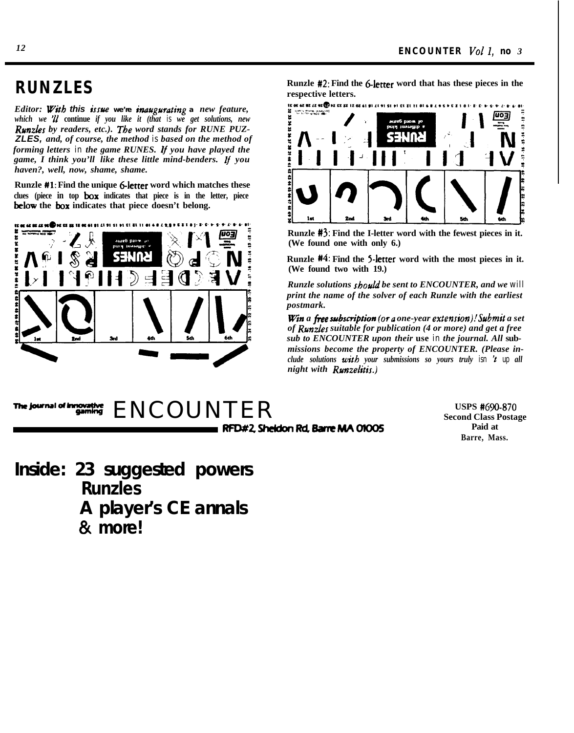# RUNZLES

*Editor: With this issue we're inaugurating a new feature, which we'll continue if you like it (that is we get solutions, new Runzles by readers, etc.). The word stands for RUNE PUZZLES, and, of course, the method is based on the method of forming letters in the game RUNES. If you have played the game, I think you'll like these little mind-benders. If you haven?, well, now, shame, shame.*

**Runzle #1: Find the unique 6-letter word which matches these clues (piece in top box indicates that piece is in the letter, piece below the box indicates that piece doesn't belong.**

1st 2nd 3rd 4th 5th 6th

**Runzle #2: Find the 6-letter word that has these pieces in the respective letters.**

1st 2nd 3rd 4th 5th 6th

**Runzle #3: Find the I-letter word with the fewest pieces in it. (We found one with only 6.)**

**Runzle #4: Find the 5-letter word with the most pieces in it. (We found two with 19.)**

*Runzle solutions should be sent to ENCOUNTER, and we will print the name of the solver of each Runzle with the earliest postmark.*

*Win a free subscription (or a one-year extension)! Submit a set of Runzles suitable for publication (4 or more) and get a free sub to ENCOUNTER upon their use in the journal. All submissions become the property of ENCOUNTER. (Please include solutions with your submissions so yours truly isn't up all night with Runzelitis.)*

---

The journal of innovative gaming

**ENCOUNTER**

RFD#2, Sheldon Rd, Barre MA 01005

USPS #690-870
Second Class Postage
Paid at
Barre, Mass.

**Inside: 23 suggested powers**
**Runzles**
**A player's CE annals**
**& more!**